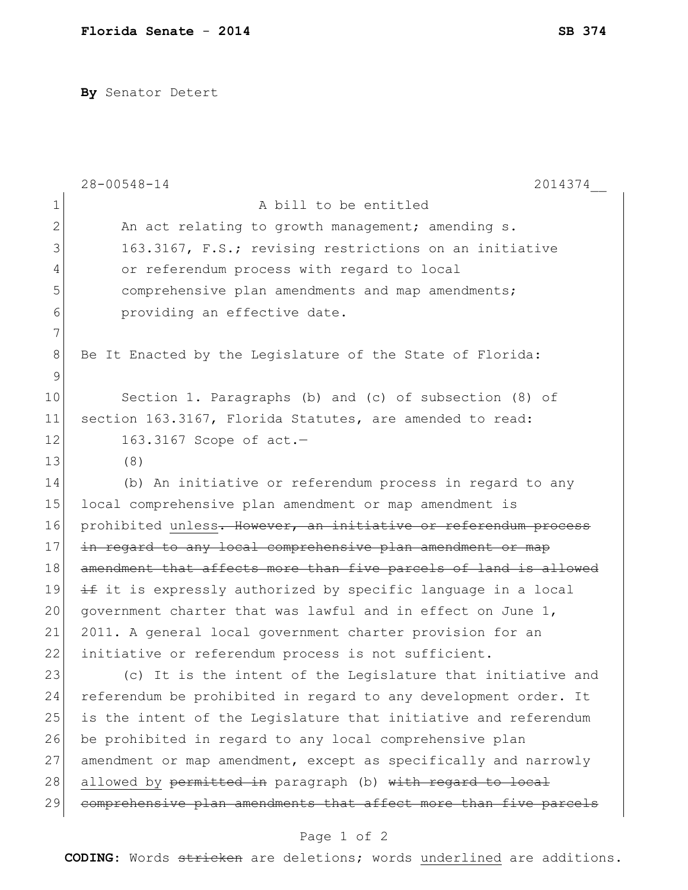**Florida Senate - 2014** **SB 374**

**By** Senator Detert

28-00548-14 2014374__

A bill to be entitled

An act relating to growth management; amending s. 163.3167, F.S.; revising restrictions on an initiative or referendum process with regard to local comprehensive plan amendments and map amendments; providing an effective date.

Be It Enacted by the Legislature of the State of Florida:

Section 1. Paragraphs (b) and (c) of subsection (8) of section 163.3167, Florida Statutes, are amended to read:

163.3167 Scope of act.—

(8)

(b) An initiative or referendum process in regard to any local comprehensive plan amendment or map amendment is prohibited <u>unless</u>~~. However, an initiative or referendum process in regard to any local comprehensive plan amendment or map amendment that affects more than five parcels of land is allowed if~~ it is expressly authorized by specific language in a local government charter that was lawful and in effect on June 1, 2011. A general local government charter provision for an initiative or referendum process is not sufficient.

(c) It is the intent of the Legislature that initiative and referendum be prohibited in regard to any development order. It is the intent of the Legislature that initiative and referendum be prohibited in regard to any local comprehensive plan amendment or map amendment, except as specifically and narrowly <u>allowed by</u> ~~permitted in~~ paragraph (b) ~~with regard to local comprehensive plan amendments that affect more than five parcels~~

**CODING:** Words ~~stricken~~ are deletions; words <u>underlined</u> are additions.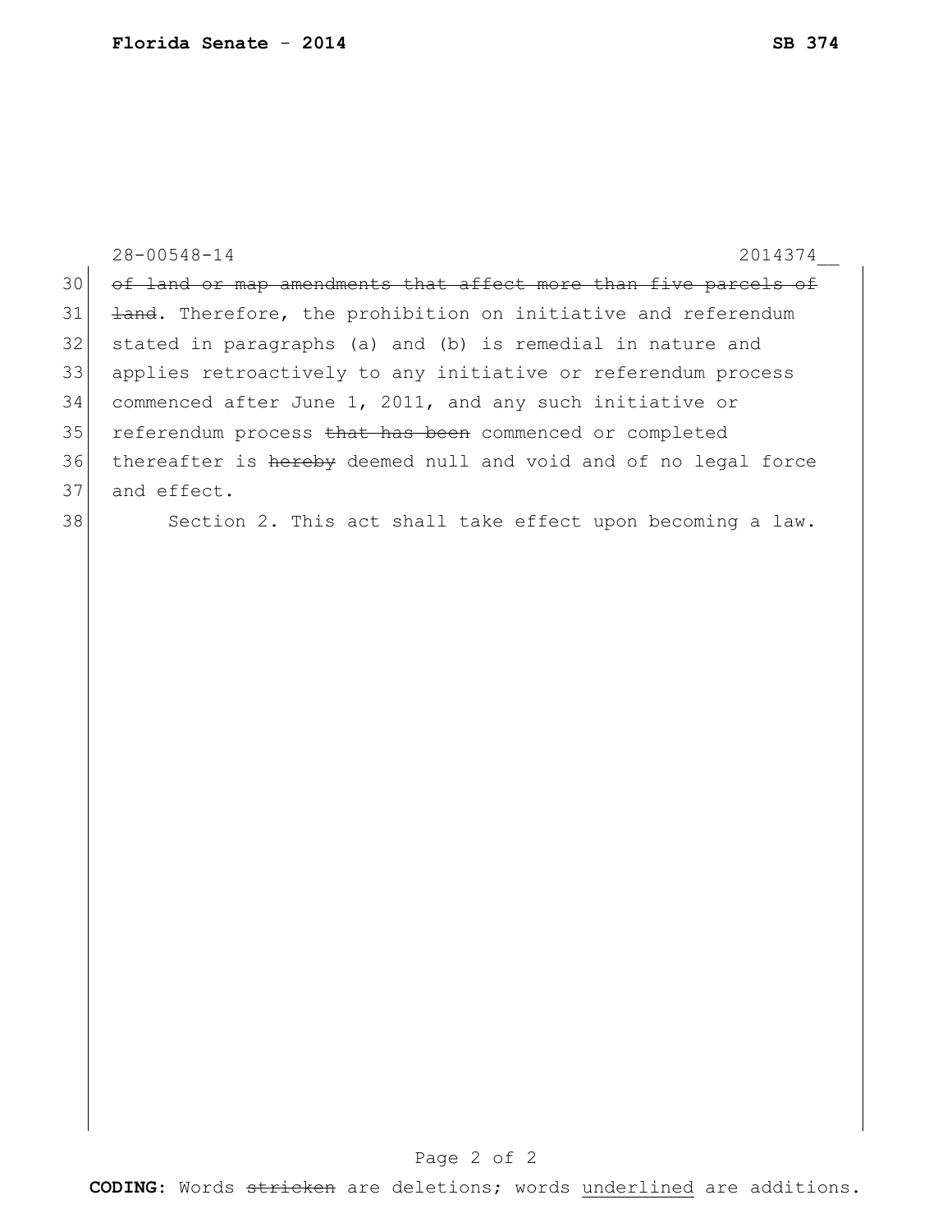28-00548-14 2014374__

~~of land or map amendments that affect more than five parcels of land~~. Therefore, the prohibition on initiative and referendum stated in paragraphs (a) and (b) is remedial in nature and applies retroactively to any initiative or referendum process commenced after June 1, 2011, and any such initiative or referendum process ~~that has been~~ commenced or completed thereafter is ~~hereby~~ deemed null and void and of no legal force and effect.

Section 2. This act shall take effect upon becoming a law.

**CODING:** Words ~~stricken~~ are deletions; words <u>underlined</u> are additions.